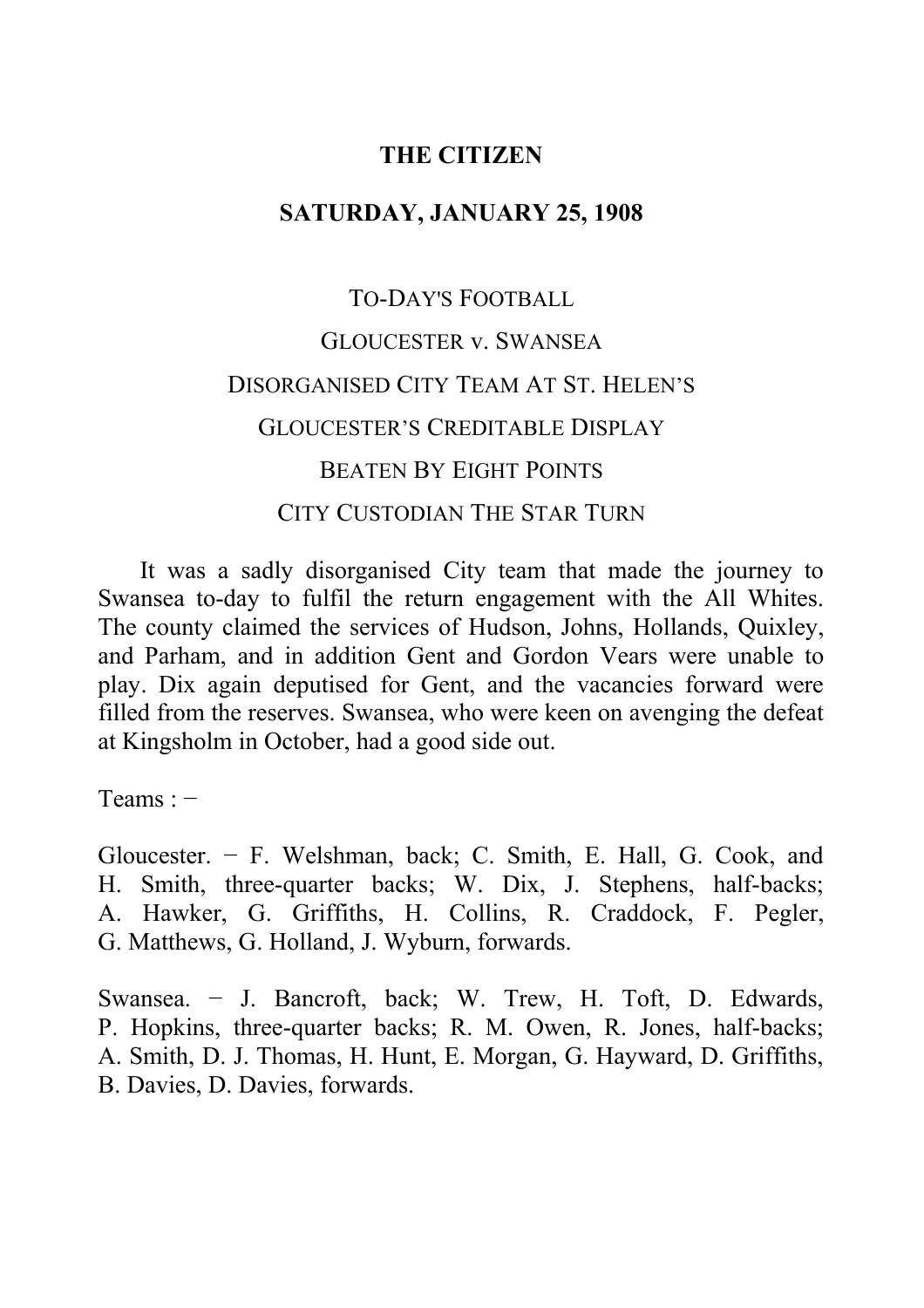**THE CITIZEN**

**SATURDAY, JANUARY 25, 1908**

TO-DAY'S FOOTBALL

GLOUCESTER v. SWANSEA

DISORGANISED CITY TEAM AT ST. HELEN'S

GLOUCESTER'S CREDITABLE DISPLAY

BEATEN BY EIGHT POINTS

CITY CUSTODIAN THE STAR TURN

It was a sadly disorganised City team that made the journey to Swansea to-day to fulfil the return engagement with the All Whites. The county claimed the services of Hudson, Johns, Hollands, Quixley, and Parham, and in addition Gent and Gordon Vears were unable to play. Dix again deputised for Gent, and the vacancies forward were filled from the reserves. Swansea, who were keen on avenging the defeat at Kingsholm in October, had a good side out.

Teams : −

Gloucester. − F. Welshman, back; C. Smith, E. Hall, G. Cook, and H. Smith, three-quarter backs; W. Dix, J. Stephens, half-backs; A. Hawker, G. Griffiths, H. Collins, R. Craddock, F. Pegler, G. Matthews, G. Holland, J. Wyburn, forwards.

Swansea. − J. Bancroft, back; W. Trew, H. Toft, D. Edwards, P. Hopkins, three-quarter backs; R. M. Owen, R. Jones, half-backs; A. Smith, D. J. Thomas, H. Hunt, E. Morgan, G. Hayward, D. Griffiths, B. Davies, D. Davies, forwards.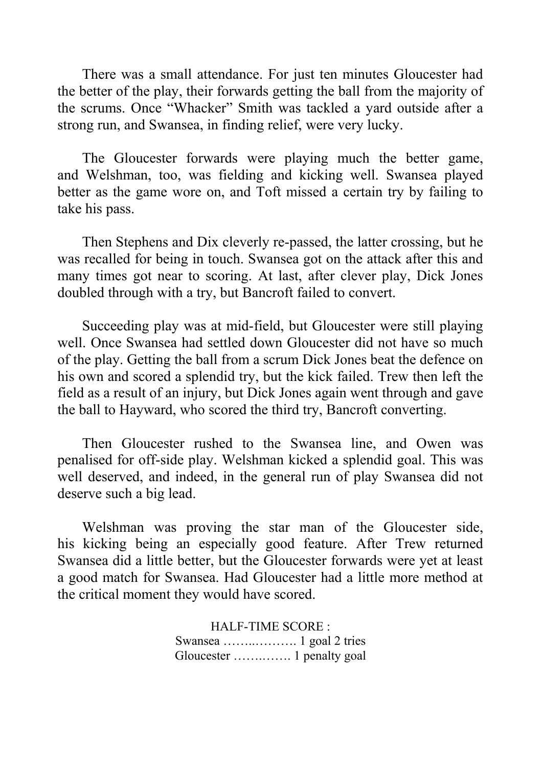There was a small attendance. For just ten minutes Gloucester had the better of the play, their forwards getting the ball from the majority of the scrums. Once "Whacker" Smith was tackled a yard outside after a strong run, and Swansea, in finding relief, were very lucky.

The Gloucester forwards were playing much the better game, and Welshman, too, was fielding and kicking well. Swansea played better as the game wore on, and Toft missed a certain try by failing to take his pass.

Then Stephens and Dix cleverly re-passed, the latter crossing, but he was recalled for being in touch. Swansea got on the attack after this and many times got near to scoring. At last, after clever play, Dick Jones doubled through with a try, but Bancroft failed to convert.

Succeeding play was at mid-field, but Gloucester were still playing well. Once Swansea had settled down Gloucester did not have so much of the play. Getting the ball from a scrum Dick Jones beat the defence on his own and scored a splendid try, but the kick failed. Trew then left the field as a result of an injury, but Dick Jones again went through and gave the ball to Hayward, who scored the third try, Bancroft converting.

Then Gloucester rushed to the Swansea line, and Owen was penalised for off-side play. Welshman kicked a splendid goal. This was well deserved, and indeed, in the general run of play Swansea did not deserve such a big lead.

Welshman was proving the star man of the Gloucester side, his kicking being an especially good feature. After Trew returned Swansea did a little better, but the Gloucester forwards were yet at least a good match for Swansea. Had Gloucester had a little more method at the critical moment they would have scored.

HALF-TIME SCORE :
Swansea …….………. 1 goal 2 tries
Gloucester ……..…… 1 penalty goal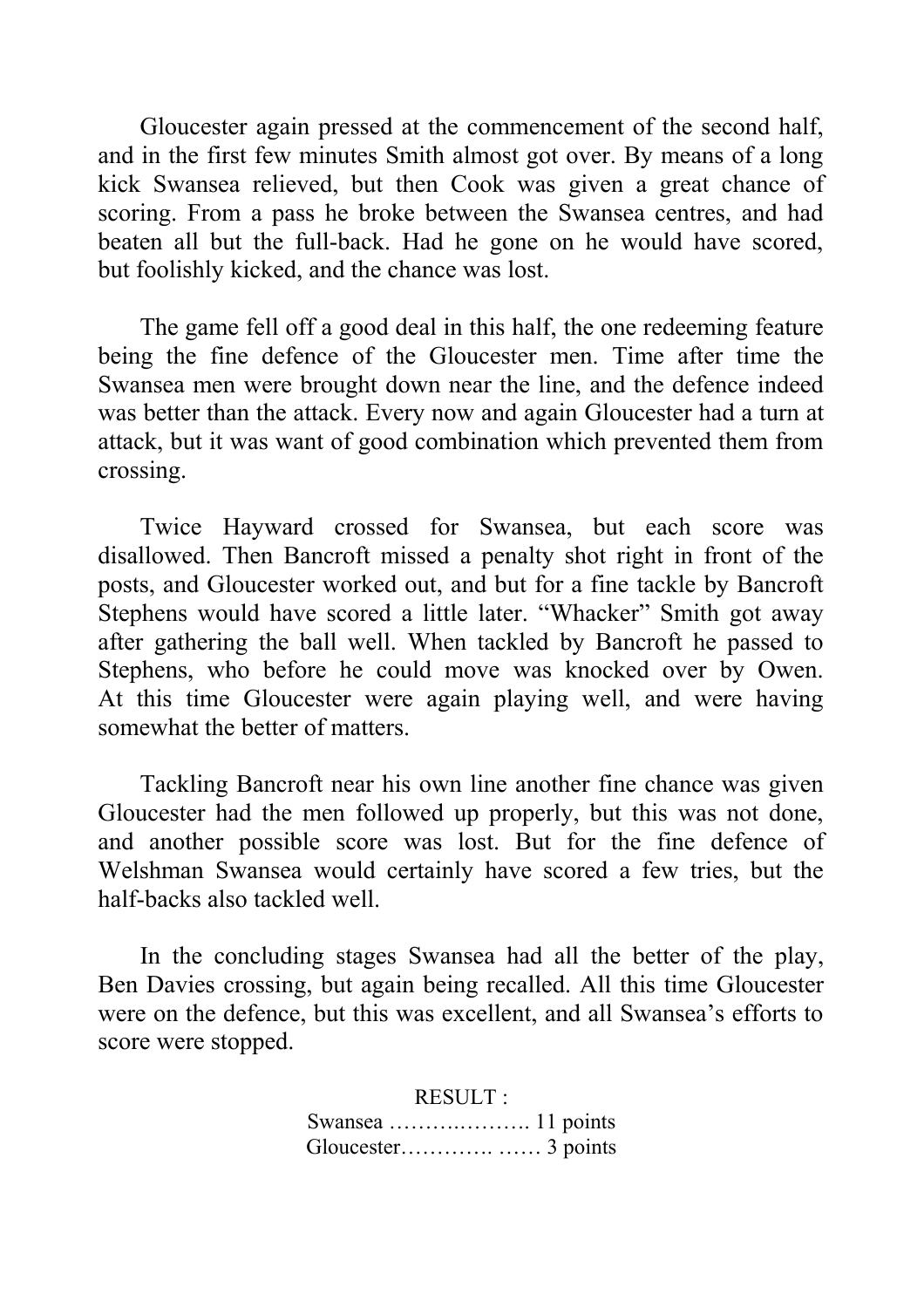Gloucester again pressed at the commencement of the second half, and in the first few minutes Smith almost got over. By means of a long kick Swansea relieved, but then Cook was given a great chance of scoring. From a pass he broke between the Swansea centres, and had beaten all but the full-back. Had he gone on he would have scored, but foolishly kicked, and the chance was lost.

The game fell off a good deal in this half, the one redeeming feature being the fine defence of the Gloucester men. Time after time the Swansea men were brought down near the line, and the defence indeed was better than the attack. Every now and again Gloucester had a turn at attack, but it was want of good combination which prevented them from crossing.

Twice Hayward crossed for Swansea, but each score was disallowed. Then Bancroft missed a penalty shot right in front of the posts, and Gloucester worked out, and but for a fine tackle by Bancroft Stephens would have scored a little later. "Whacker" Smith got away after gathering the ball well. When tackled by Bancroft he passed to Stephens, who before he could move was knocked over by Owen. At this time Gloucester were again playing well, and were having somewhat the better of matters.

Tackling Bancroft near his own line another fine chance was given Gloucester had the men followed up properly, but this was not done, and another possible score was lost. But for the fine defence of Welshman Swansea would certainly have scored a few tries, but the half-backs also tackled well.

In the concluding stages Swansea had all the better of the play, Ben Davies crossing, but again being recalled. All this time Gloucester were on the defence, but this was excellent, and all Swansea's efforts to score were stopped.

RESULT :

Swansea ……….………. 11 points
Gloucester…………. …… 3 points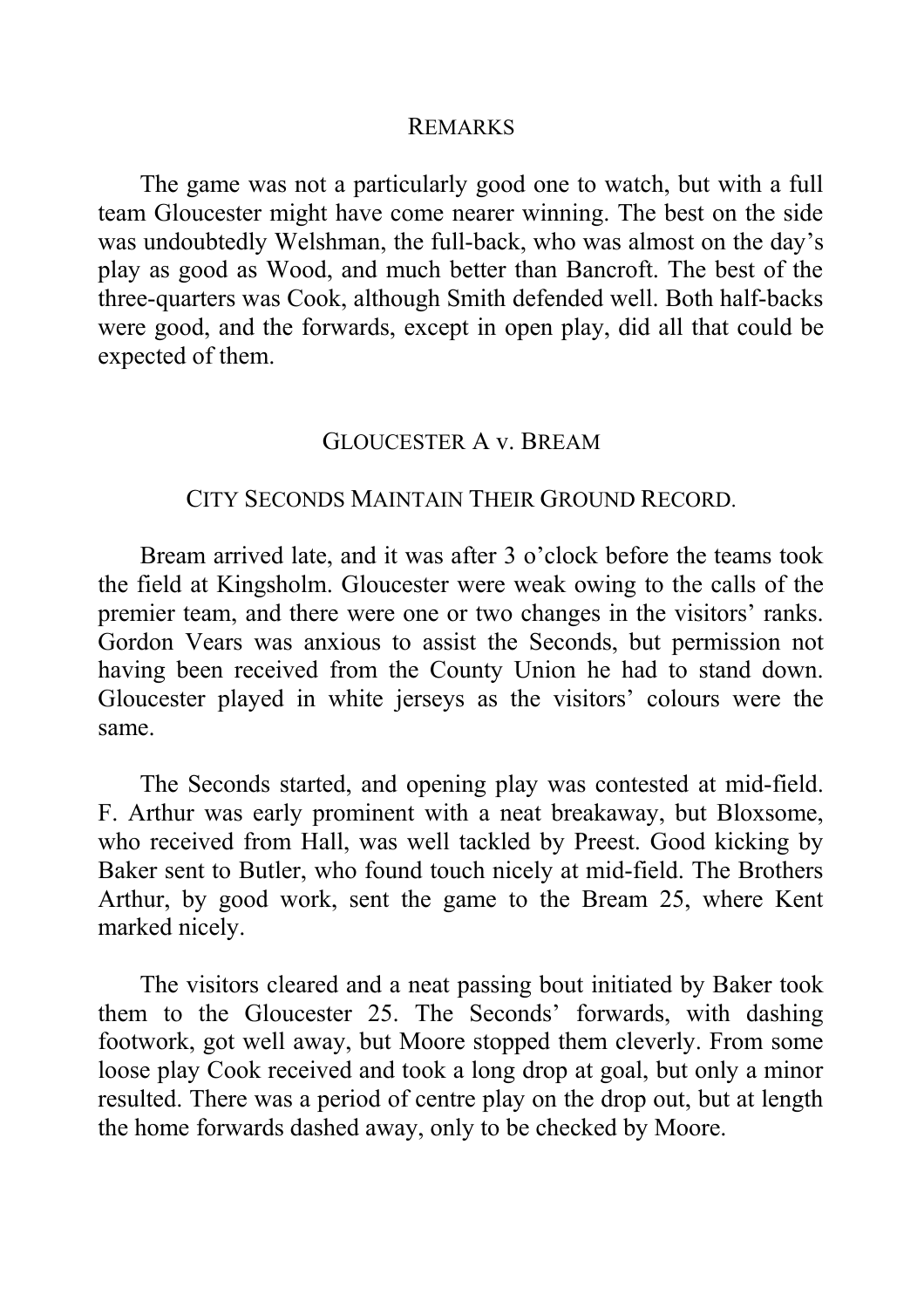## REMARKS

The game was not a particularly good one to watch, but with a full team Gloucester might have come nearer winning. The best on the side was undoubtedly Welshman, the full-back, who was almost on the day's play as good as Wood, and much better than Bancroft. The best of the three-quarters was Cook, although Smith defended well. Both half-backs were good, and the forwards, except in open play, did all that could be expected of them.

## GLOUCESTER A v. BREAM

### CITY SECONDS MAINTAIN THEIR GROUND RECORD.

Bream arrived late, and it was after 3 o'clock before the teams took the field at Kingsholm. Gloucester were weak owing to the calls of the premier team, and there were one or two changes in the visitors' ranks. Gordon Vears was anxious to assist the Seconds, but permission not having been received from the County Union he had to stand down. Gloucester played in white jerseys as the visitors' colours were the same.

The Seconds started, and opening play was contested at mid-field. F. Arthur was early prominent with a neat breakaway, but Bloxsome, who received from Hall, was well tackled by Preest. Good kicking by Baker sent to Butler, who found touch nicely at mid-field. The Brothers Arthur, by good work, sent the game to the Bream 25, where Kent marked nicely.

The visitors cleared and a neat passing bout initiated by Baker took them to the Gloucester 25. The Seconds' forwards, with dashing footwork, got well away, but Moore stopped them cleverly. From some loose play Cook received and took a long drop at goal, but only a minor resulted. There was a period of centre play on the drop out, but at length the home forwards dashed away, only to be checked by Moore.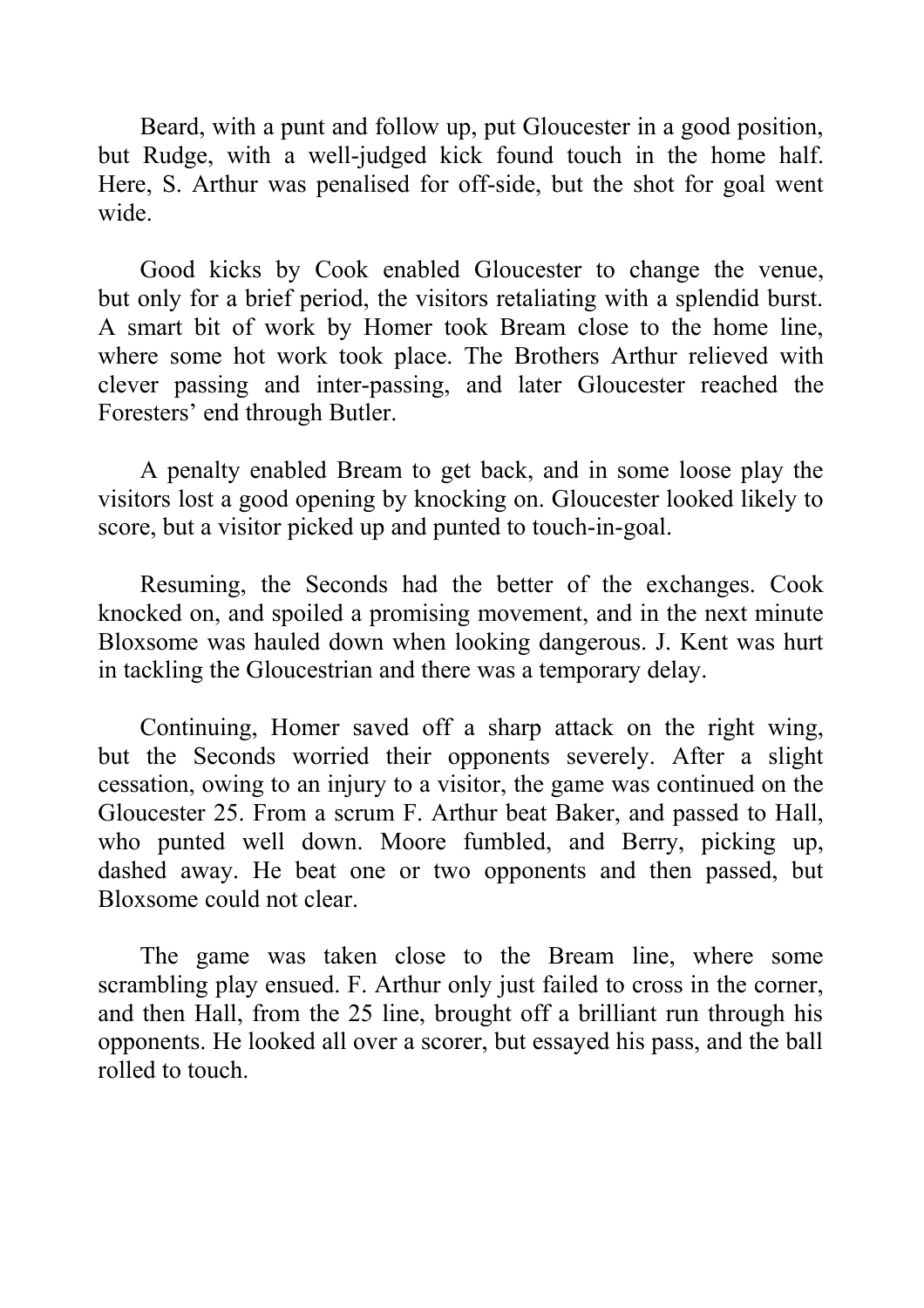Beard, with a punt and follow up, put Gloucester in a good position, but Rudge, with a well-judged kick found touch in the home half. Here, S. Arthur was penalised for off-side, but the shot for goal went wide.

Good kicks by Cook enabled Gloucester to change the venue, but only for a brief period, the visitors retaliating with a splendid burst. A smart bit of work by Homer took Bream close to the home line, where some hot work took place. The Brothers Arthur relieved with clever passing and inter-passing, and later Gloucester reached the Foresters' end through Butler.

A penalty enabled Bream to get back, and in some loose play the visitors lost a good opening by knocking on. Gloucester looked likely to score, but a visitor picked up and punted to touch-in-goal.

Resuming, the Seconds had the better of the exchanges. Cook knocked on, and spoiled a promising movement, and in the next minute Bloxsome was hauled down when looking dangerous. J. Kent was hurt in tackling the Gloucestrian and there was a temporary delay.

Continuing, Homer saved off a sharp attack on the right wing, but the Seconds worried their opponents severely. After a slight cessation, owing to an injury to a visitor, the game was continued on the Gloucester 25. From a scrum F. Arthur beat Baker, and passed to Hall, who punted well down. Moore fumbled, and Berry, picking up, dashed away. He beat one or two opponents and then passed, but Bloxsome could not clear.

The game was taken close to the Bream line, where some scrambling play ensued. F. Arthur only just failed to cross in the corner, and then Hall, from the 25 line, brought off a brilliant run through his opponents. He looked all over a scorer, but essayed his pass, and the ball rolled to touch.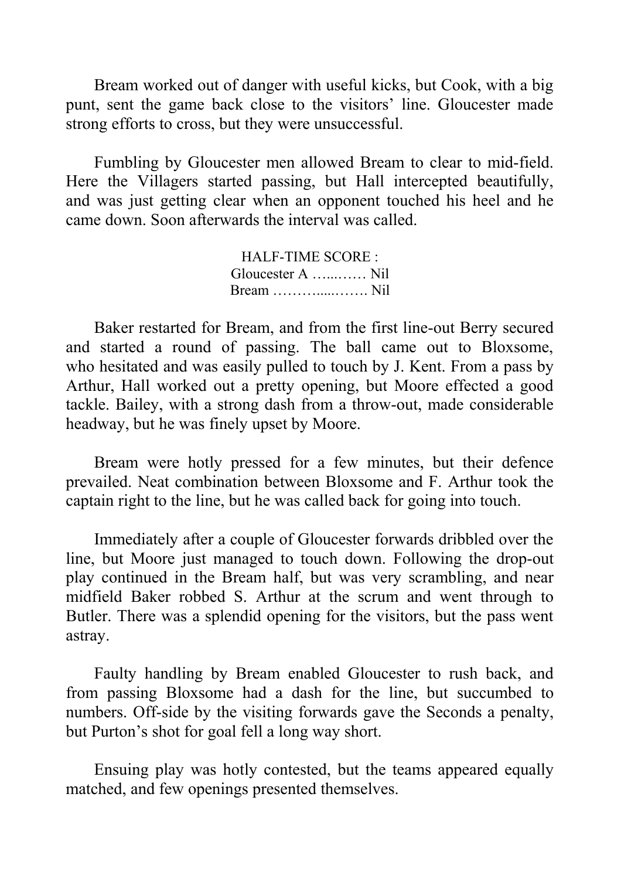Bream worked out of danger with useful kicks, but Cook, with a big punt, sent the game back close to the visitors' line. Gloucester made strong efforts to cross, but they were unsuccessful.

Fumbling by Gloucester men allowed Bream to clear to mid-field. Here the Villagers started passing, but Hall intercepted beautifully, and was just getting clear when an opponent touched his heel and he came down. Soon afterwards the interval was called.

HALF-TIME SCORE :
Gloucester A …..…… Nil
Bream ……….....……. Nil

Baker restarted for Bream, and from the first line-out Berry secured and started a round of passing. The ball came out to Bloxsome, who hesitated and was easily pulled to touch by J. Kent. From a pass by Arthur, Hall worked out a pretty opening, but Moore effected a good tackle. Bailey, with a strong dash from a throw-out, made considerable headway, but he was finely upset by Moore.

Bream were hotly pressed for a few minutes, but their defence prevailed. Neat combination between Bloxsome and F. Arthur took the captain right to the line, but he was called back for going into touch.

Immediately after a couple of Gloucester forwards dribbled over the line, but Moore just managed to touch down. Following the drop-out play continued in the Bream half, but was very scrambling, and near midfield Baker robbed S. Arthur at the scrum and went through to Butler. There was a splendid opening for the visitors, but the pass went astray.

Faulty handling by Bream enabled Gloucester to rush back, and from passing Bloxsome had a dash for the line, but succumbed to numbers. Off-side by the visiting forwards gave the Seconds a penalty, but Purton's shot for goal fell a long way short.

Ensuing play was hotly contested, but the teams appeared equally matched, and few openings presented themselves.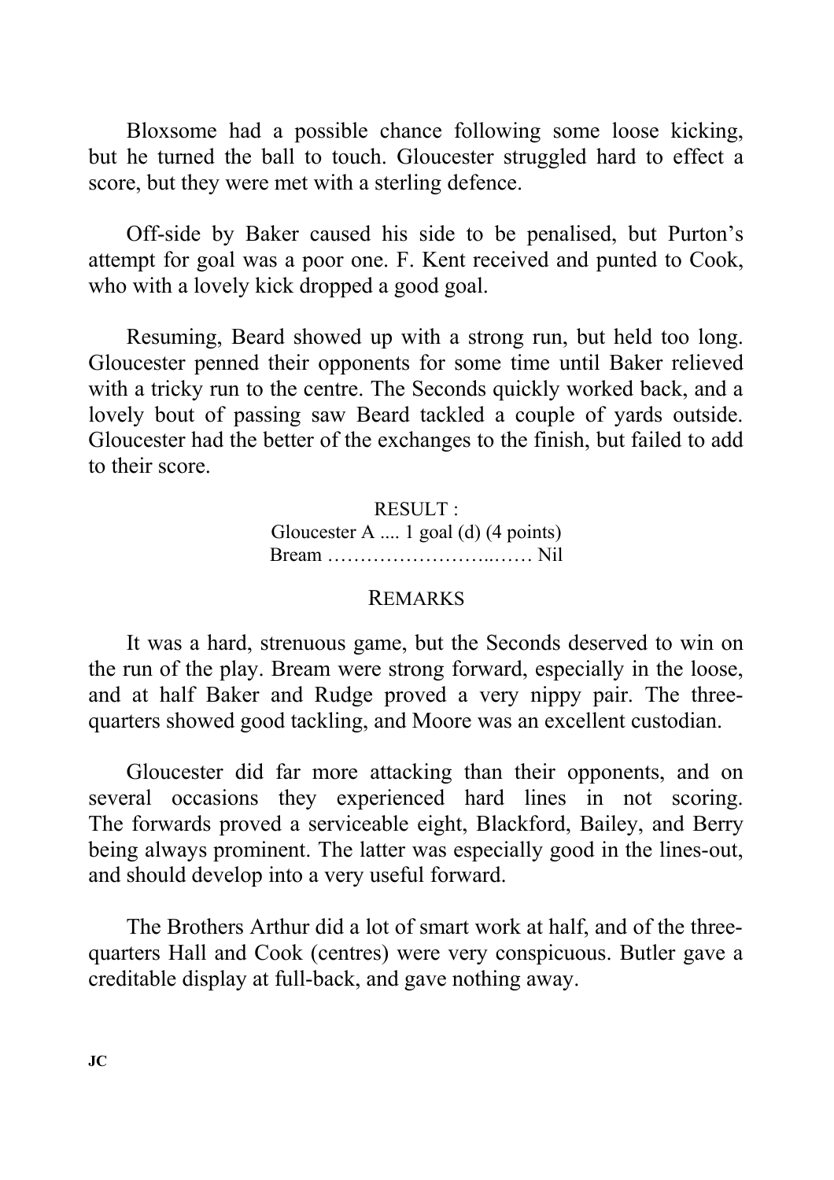Bloxsome had a possible chance following some loose kicking, but he turned the ball to touch. Gloucester struggled hard to effect a score, but they were met with a sterling defence.

Off-side by Baker caused his side to be penalised, but Purton's attempt for goal was a poor one. F. Kent received and punted to Cook, who with a lovely kick dropped a good goal.

Resuming, Beard showed up with a strong run, but held too long. Gloucester penned their opponents for some time until Baker relieved with a tricky run to the centre. The Seconds quickly worked back, and a lovely bout of passing saw Beard tackled a couple of yards outside. Gloucester had the better of the exchanges to the finish, but failed to add to their score.

RESULT :
Gloucester A .... 1 goal (d) (4 points)
Bream …………………….…… Nil

## REMARKS

It was a hard, strenuous game, but the Seconds deserved to win on the run of the play. Bream were strong forward, especially in the loose, and at half Baker and Rudge proved a very nippy pair. The three-quarters showed good tackling, and Moore was an excellent custodian.

Gloucester did far more attacking than their opponents, and on several occasions they experienced hard lines in not scoring. The forwards proved a serviceable eight, Blackford, Bailey, and Berry being always prominent. The latter was especially good in the lines-out, and should develop into a very useful forward.

The Brothers Arthur did a lot of smart work at half, and of the three-quarters Hall and Cook (centres) were very conspicuous. Butler gave a creditable display at full-back, and gave nothing away.

**JC**